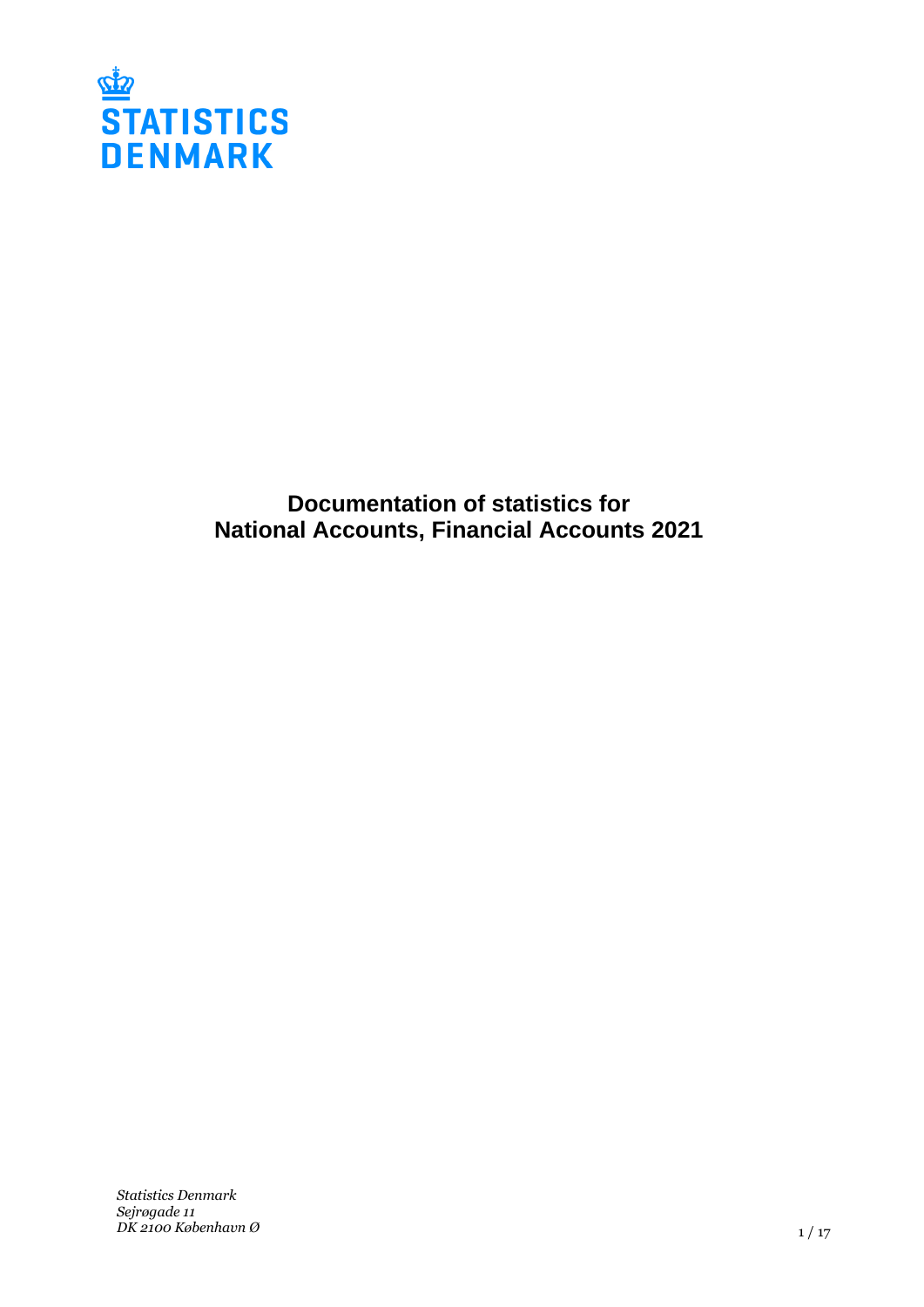STATISTICS
DENMARK

# Documentation of statistics for National Accounts, Financial Accounts 2021

*Statistics Denmark*
*Sejrøgade 11*
*DK 2100 København Ø*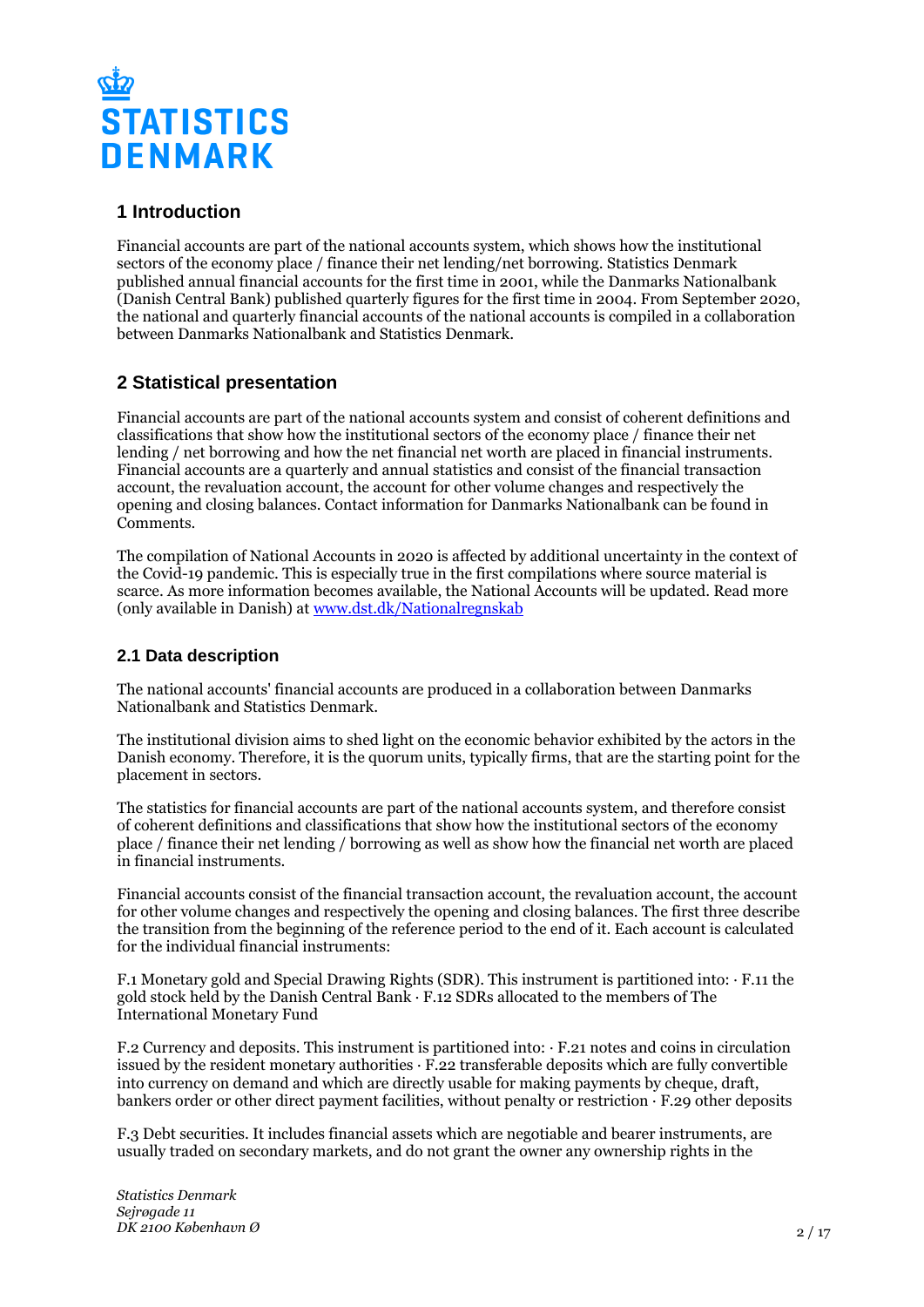## 1 Introduction

Financial accounts are part of the national accounts system, which shows how the institutional sectors of the economy place / finance their net lending/net borrowing. Statistics Denmark published annual financial accounts for the first time in 2001, while the Danmarks Nationalbank (Danish Central Bank) published quarterly figures for the first time in 2004. From September 2020, the national and quarterly financial accounts of the national accounts is compiled in a collaboration between Danmarks Nationalbank and Statistics Denmark.

## 2 Statistical presentation

Financial accounts are part of the national accounts system and consist of coherent definitions and classifications that show how the institutional sectors of the economy place / finance their net lending / net borrowing and how the net financial net worth are placed in financial instruments. Financial accounts are a quarterly and annual statistics and consist of the financial transaction account, the revaluation account, the account for other volume changes and respectively the opening and closing balances. Contact information for Danmarks Nationalbank can be found in Comments.

The compilation of National Accounts in 2020 is affected by additional uncertainty in the context of the Covid-19 pandemic. This is especially true in the first compilations where source material is scarce. As more information becomes available, the National Accounts will be updated. Read more (only available in Danish) at [www.dst.dk/Nationalregnskab](www.dst.dk/Nationalregnskab)

### 2.1 Data description

The national accounts' financial accounts are produced in a collaboration between Danmarks Nationalbank and Statistics Denmark.

The institutional division aims to shed light on the economic behavior exhibited by the actors in the Danish economy. Therefore, it is the quorum units, typically firms, that are the starting point for the placement in sectors.

The statistics for financial accounts are part of the national accounts system, and therefore consist of coherent definitions and classifications that show how the institutional sectors of the economy place / finance their net lending / borrowing as well as show how the financial net worth are placed in financial instruments.

Financial accounts consist of the financial transaction account, the revaluation account, the account for other volume changes and respectively the opening and closing balances. The first three describe the transition from the beginning of the reference period to the end of it. Each account is calculated for the individual financial instruments:

F.1 Monetary gold and Special Drawing Rights (SDR). This instrument is partitioned into: · F.11 the gold stock held by the Danish Central Bank · F.12 SDRs allocated to the members of The International Monetary Fund

F.2 Currency and deposits. This instrument is partitioned into: · F.21 notes and coins in circulation issued by the resident monetary authorities · F.22 transferable deposits which are fully convertible into currency on demand and which are directly usable for making payments by cheque, draft, bankers order or other direct payment facilities, without penalty or restriction · F.29 other deposits

F.3 Debt securities. It includes financial assets which are negotiable and bearer instruments, are usually traded on secondary markets, and do not grant the owner any ownership rights in the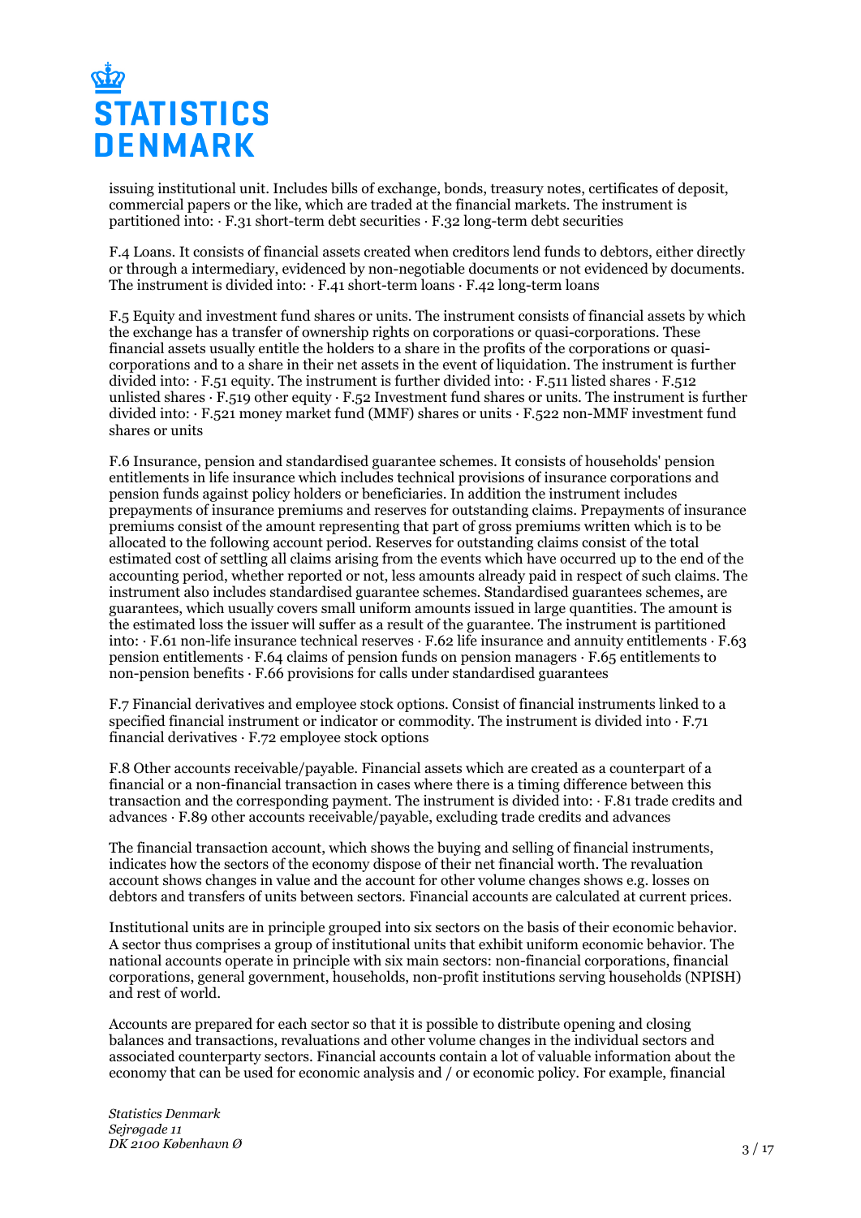issuing institutional unit. Includes bills of exchange, bonds, treasury notes, certificates of deposit, commercial papers or the like, which are traded at the financial markets. The instrument is partitioned into: · F.31 short-term debt securities · F.32 long-term debt securities

F.4 Loans. It consists of financial assets created when creditors lend funds to debtors, either directly or through a intermediary, evidenced by non-negotiable documents or not evidenced by documents. The instrument is divided into: · F.41 short-term loans · F.42 long-term loans

F.5 Equity and investment fund shares or units. The instrument consists of financial assets by which the exchange has a transfer of ownership rights on corporations or quasi-corporations. These financial assets usually entitle the holders to a share in the profits of the corporations or quasi-corporations and to a share in their net assets in the event of liquidation. The instrument is further divided into: · F.51 equity. The instrument is further divided into: · F.511 listed shares · F.512 unlisted shares · F.519 other equity · F.52 Investment fund shares or units. The instrument is further divided into: · F.521 money market fund (MMF) shares or units · F.522 non-MMF investment fund shares or units

F.6 Insurance, pension and standardised guarantee schemes. It consists of households' pension entitlements in life insurance which includes technical provisions of insurance corporations and pension funds against policy holders or beneficiaries. In addition the instrument includes prepayments of insurance premiums and reserves for outstanding claims. Prepayments of insurance premiums consist of the amount representing that part of gross premiums written which is to be allocated to the following account period. Reserves for outstanding claims consist of the total estimated cost of settling all claims arising from the events which have occurred up to the end of the accounting period, whether reported or not, less amounts already paid in respect of such claims. The instrument also includes standardised guarantee schemes. Standardised guarantees schemes, are guarantees, which usually covers small uniform amounts issued in large quantities. The amount is the estimated loss the issuer will suffer as a result of the guarantee. The instrument is partitioned into: · F.61 non-life insurance technical reserves · F.62 life insurance and annuity entitlements · F.63 pension entitlements · F.64 claims of pension funds on pension managers · F.65 entitlements to non-pension benefits · F.66 provisions for calls under standardised guarantees

F.7 Financial derivatives and employee stock options. Consist of financial instruments linked to a specified financial instrument or indicator or commodity. The instrument is divided into · F.71 financial derivatives · F.72 employee stock options

F.8 Other accounts receivable/payable. Financial assets which are created as a counterpart of a financial or a non-financial transaction in cases where there is a timing difference between this transaction and the corresponding payment. The instrument is divided into: · F.81 trade credits and advances · F.89 other accounts receivable/payable, excluding trade credits and advances

The financial transaction account, which shows the buying and selling of financial instruments, indicates how the sectors of the economy dispose of their net financial worth. The revaluation account shows changes in value and the account for other volume changes shows e.g. losses on debtors and transfers of units between sectors. Financial accounts are calculated at current prices.

Institutional units are in principle grouped into six sectors on the basis of their economic behavior. A sector thus comprises a group of institutional units that exhibit uniform economic behavior. The national accounts operate in principle with six main sectors: non-financial corporations, financial corporations, general government, households, non-profit institutions serving households (NPISH) and rest of world.

Accounts are prepared for each sector so that it is possible to distribute opening and closing balances and transactions, revaluations and other volume changes in the individual sectors and associated counterparty sectors. Financial accounts contain a lot of valuable information about the economy that can be used for economic analysis and / or economic policy. For example, financial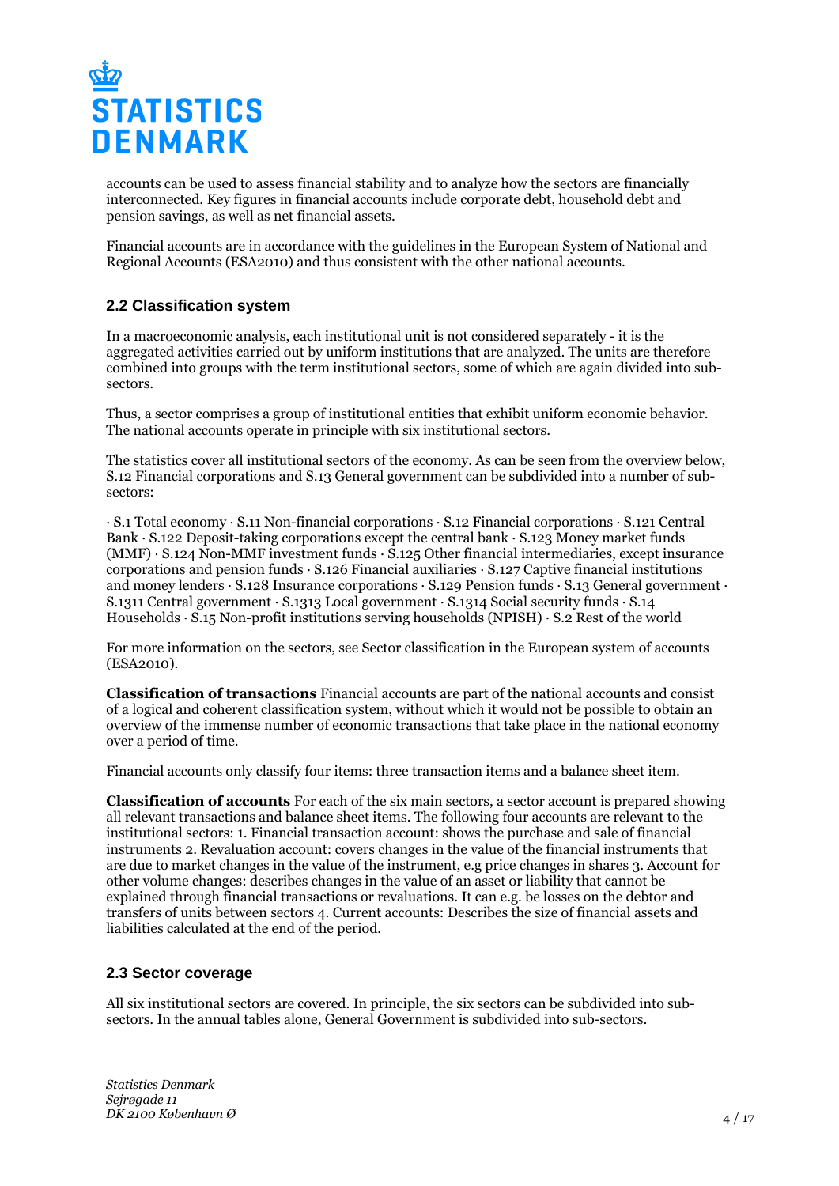accounts can be used to assess financial stability and to analyze how the sectors are financially interconnected. Key figures in financial accounts include corporate debt, household debt and pension savings, as well as net financial assets.

Financial accounts are in accordance with the guidelines in the European System of National and Regional Accounts (ESA2010) and thus consistent with the other national accounts.

### 2.2 Classification system

In a macroeconomic analysis, each institutional unit is not considered separately - it is the aggregated activities carried out by uniform institutions that are analyzed. The units are therefore combined into groups with the term institutional sectors, some of which are again divided into sub-sectors.

Thus, a sector comprises a group of institutional entities that exhibit uniform economic behavior. The national accounts operate in principle with six institutional sectors.

The statistics cover all institutional sectors of the economy. As can be seen from the overview below, S.12 Financial corporations and S.13 General government can be subdivided into a number of sub-sectors:

· S.1 Total economy · S.11 Non-financial corporations · S.12 Financial corporations · S.121 Central Bank · S.122 Deposit-taking corporations except the central bank · S.123 Money market funds (MMF) · S.124 Non-MMF investment funds · S.125 Other financial intermediaries, except insurance corporations and pension funds · S.126 Financial auxiliaries · S.127 Captive financial institutions and money lenders · S.128 Insurance corporations · S.129 Pension funds · S.13 General government · S.1311 Central government · S.1313 Local government · S.1314 Social security funds · S.14 Households · S.15 Non-profit institutions serving households (NPISH) · S.2 Rest of the world

For more information on the sectors, see Sector classification in the European system of accounts (ESA2010).

**Classification of transactions** Financial accounts are part of the national accounts and consist of a logical and coherent classification system, without which it would not be possible to obtain an overview of the immense number of economic transactions that take place in the national economy over a period of time.

Financial accounts only classify four items: three transaction items and a balance sheet item.

**Classification of accounts** For each of the six main sectors, a sector account is prepared showing all relevant transactions and balance sheet items. The following four accounts are relevant to the institutional sectors: 1. Financial transaction account: shows the purchase and sale of financial instruments 2. Revaluation account: covers changes in the value of the financial instruments that are due to market changes in the value of the instrument, e.g price changes in shares 3. Account for other volume changes: describes changes in the value of an asset or liability that cannot be explained through financial transactions or revaluations. It can e.g. be losses on the debtor and transfers of units between sectors 4. Current accounts: Describes the size of financial assets and liabilities calculated at the end of the period.

### 2.3 Sector coverage

All six institutional sectors are covered. In principle, the six sectors can be subdivided into sub-sectors. In the annual tables alone, General Government is subdivided into sub-sectors.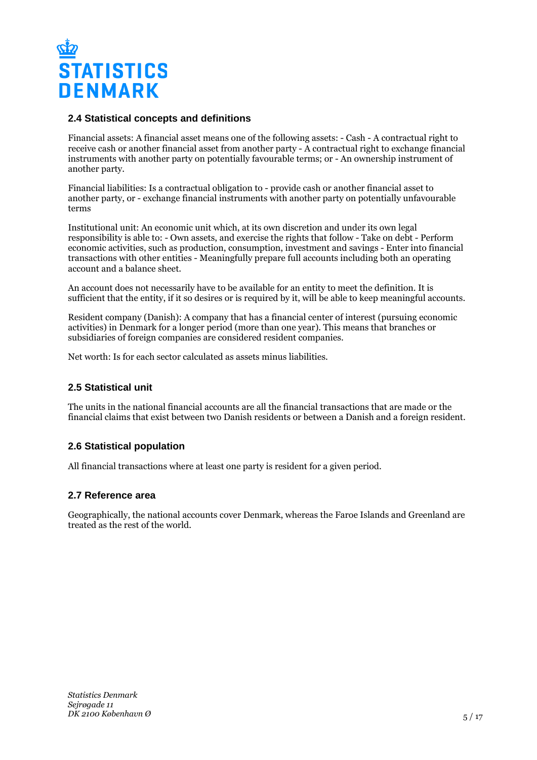### 2.4 Statistical concepts and definitions

Financial assets: A financial asset means one of the following assets: - Cash - A contractual right to receive cash or another financial asset from another party - A contractual right to exchange financial instruments with another party on potentially favourable terms; or - An ownership instrument of another party.

Financial liabilities: Is a contractual obligation to - provide cash or another financial asset to another party, or - exchange financial instruments with another party on potentially unfavourable terms

Institutional unit: An economic unit which, at its own discretion and under its own legal responsibility is able to: - Own assets, and exercise the rights that follow - Take on debt - Perform economic activities, such as production, consumption, investment and savings - Enter into financial transactions with other entities - Meaningfully prepare full accounts including both an operating account and a balance sheet.

An account does not necessarily have to be available for an entity to meet the definition. It is sufficient that the entity, if it so desires or is required by it, will be able to keep meaningful accounts.

Resident company (Danish): A company that has a financial center of interest (pursuing economic activities) in Denmark for a longer period (more than one year). This means that branches or subsidiaries of foreign companies are considered resident companies.

Net worth: Is for each sector calculated as assets minus liabilities.

### 2.5 Statistical unit

The units in the national financial accounts are all the financial transactions that are made or the financial claims that exist between two Danish residents or between a Danish and a foreign resident.

### 2.6 Statistical population

All financial transactions where at least one party is resident for a given period.

### 2.7 Reference area

Geographically, the national accounts cover Denmark, whereas the Faroe Islands and Greenland are treated as the rest of the world.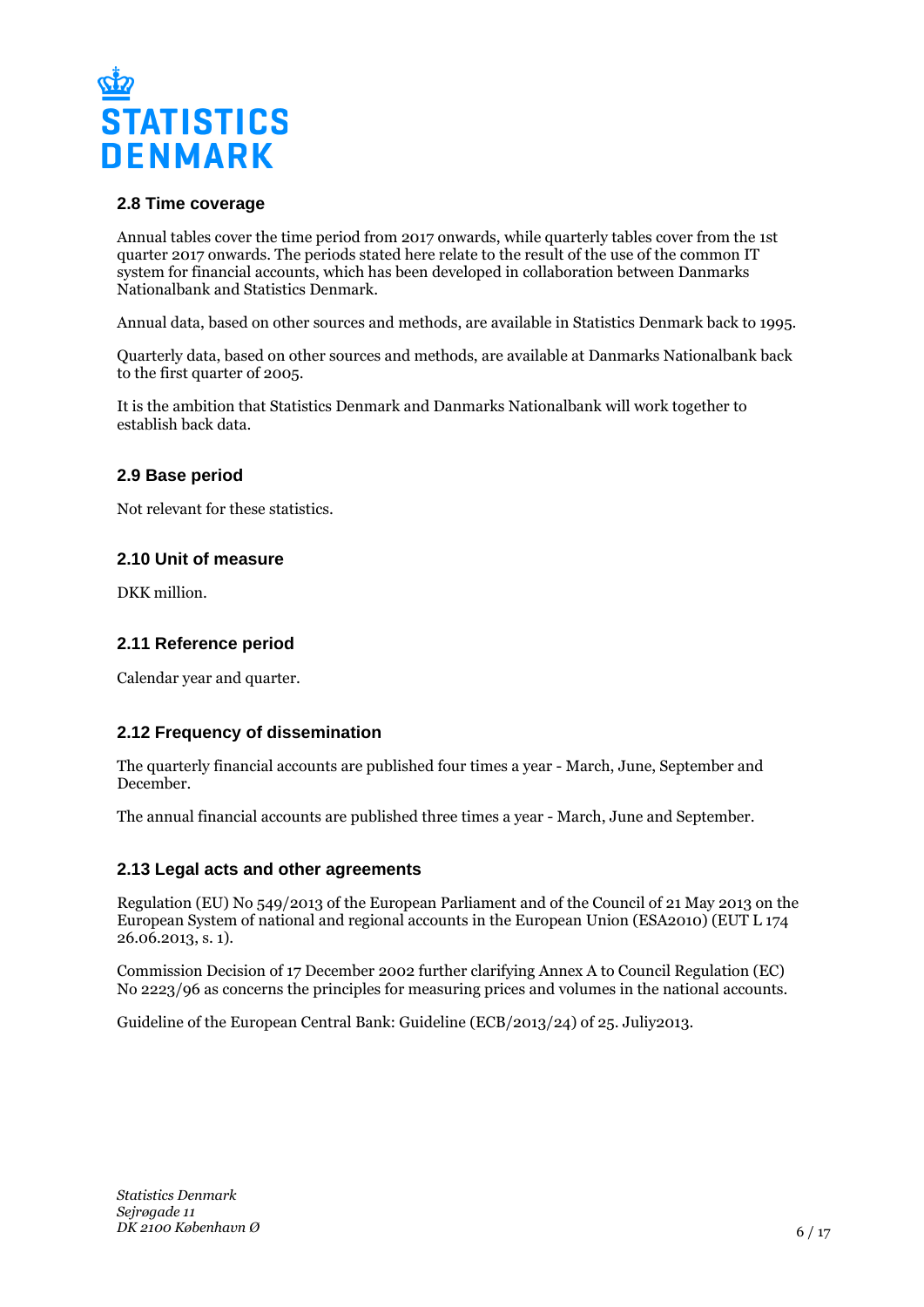### 2.8 Time coverage

Annual tables cover the time period from 2017 onwards, while quarterly tables cover from the 1st quarter 2017 onwards. The periods stated here relate to the result of the use of the common IT system for financial accounts, which has been developed in collaboration between Danmarks Nationalbank and Statistics Denmark.

Annual data, based on other sources and methods, are available in Statistics Denmark back to 1995.

Quarterly data, based on other sources and methods, are available at Danmarks Nationalbank back to the first quarter of 2005.

It is the ambition that Statistics Denmark and Danmarks Nationalbank will work together to establish back data.

### 2.9 Base period

Not relevant for these statistics.

### 2.10 Unit of measure

DKK million.

### 2.11 Reference period

Calendar year and quarter.

### 2.12 Frequency of dissemination

The quarterly financial accounts are published four times a year - March, June, September and December.

The annual financial accounts are published three times a year - March, June and September.

### 2.13 Legal acts and other agreements

Regulation (EU) No 549/2013 of the European Parliament and of the Council of 21 May 2013 on the European System of national and regional accounts in the European Union (ESA2010) (EUT L 174 26.06.2013, s. 1).

Commission Decision of 17 December 2002 further clarifying Annex A to Council Regulation (EC) No 2223/96 as concerns the principles for measuring prices and volumes in the national accounts.

Guideline of the European Central Bank: Guideline (ECB/2013/24) of 25. Juliy2013.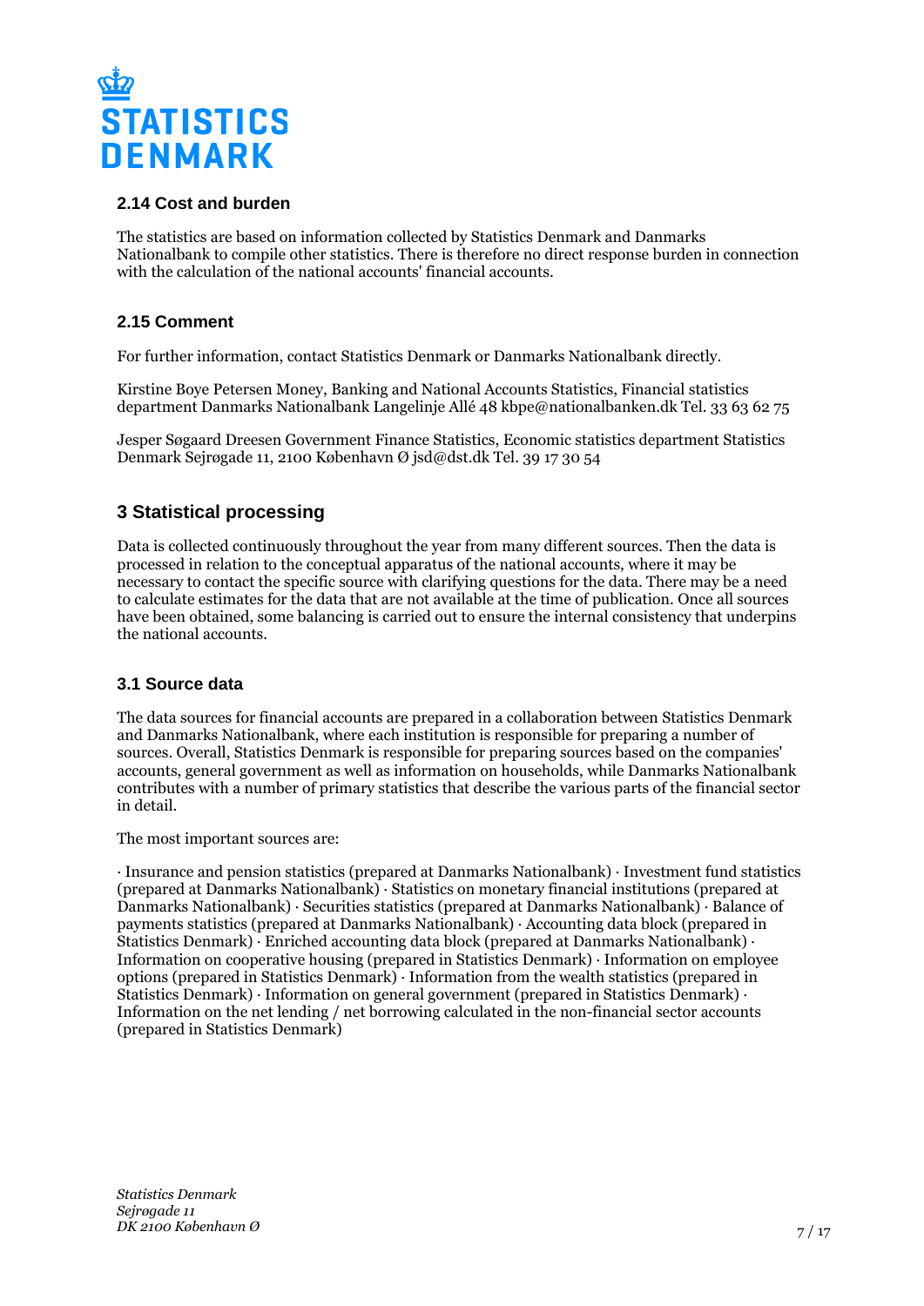### 2.14 Cost and burden

The statistics are based on information collected by Statistics Denmark and Danmarks Nationalbank to compile other statistics. There is therefore no direct response burden in connection with the calculation of the national accounts' financial accounts.

### 2.15 Comment

For further information, contact Statistics Denmark or Danmarks Nationalbank directly.

Kirstine Boye Petersen Money, Banking and National Accounts Statistics, Financial statistics department Danmarks Nationalbank Langelinje Allé 48 kbpe@nationalbanken.dk Tel. 33 63 62 75

Jesper Søgaard Dreesen Government Finance Statistics, Economic statistics department Statistics Denmark Sejrøgade 11, 2100 København Ø jsd@dst.dk Tel. 39 17 30 54

## 3 Statistical processing

Data is collected continuously throughout the year from many different sources. Then the data is processed in relation to the conceptual apparatus of the national accounts, where it may be necessary to contact the specific source with clarifying questions for the data. There may be a need to calculate estimates for the data that are not available at the time of publication. Once all sources have been obtained, some balancing is carried out to ensure the internal consistency that underpins the national accounts.

### 3.1 Source data

The data sources for financial accounts are prepared in a collaboration between Statistics Denmark and Danmarks Nationalbank, where each institution is responsible for preparing a number of sources. Overall, Statistics Denmark is responsible for preparing sources based on the companies' accounts, general government as well as information on households, while Danmarks Nationalbank contributes with a number of primary statistics that describe the various parts of the financial sector in detail.

The most important sources are:

· Insurance and pension statistics (prepared at Danmarks Nationalbank) · Investment fund statistics (prepared at Danmarks Nationalbank) · Statistics on monetary financial institutions (prepared at Danmarks Nationalbank) · Securities statistics (prepared at Danmarks Nationalbank) · Balance of payments statistics (prepared at Danmarks Nationalbank) · Accounting data block (prepared in Statistics Denmark) · Enriched accounting data block (prepared at Danmarks Nationalbank) · Information on cooperative housing (prepared in Statistics Denmark) · Information on employee options (prepared in Statistics Denmark) · Information from the wealth statistics (prepared in Statistics Denmark) · Information on general government (prepared in Statistics Denmark) · Information on the net lending / net borrowing calculated in the non-financial sector accounts (prepared in Statistics Denmark)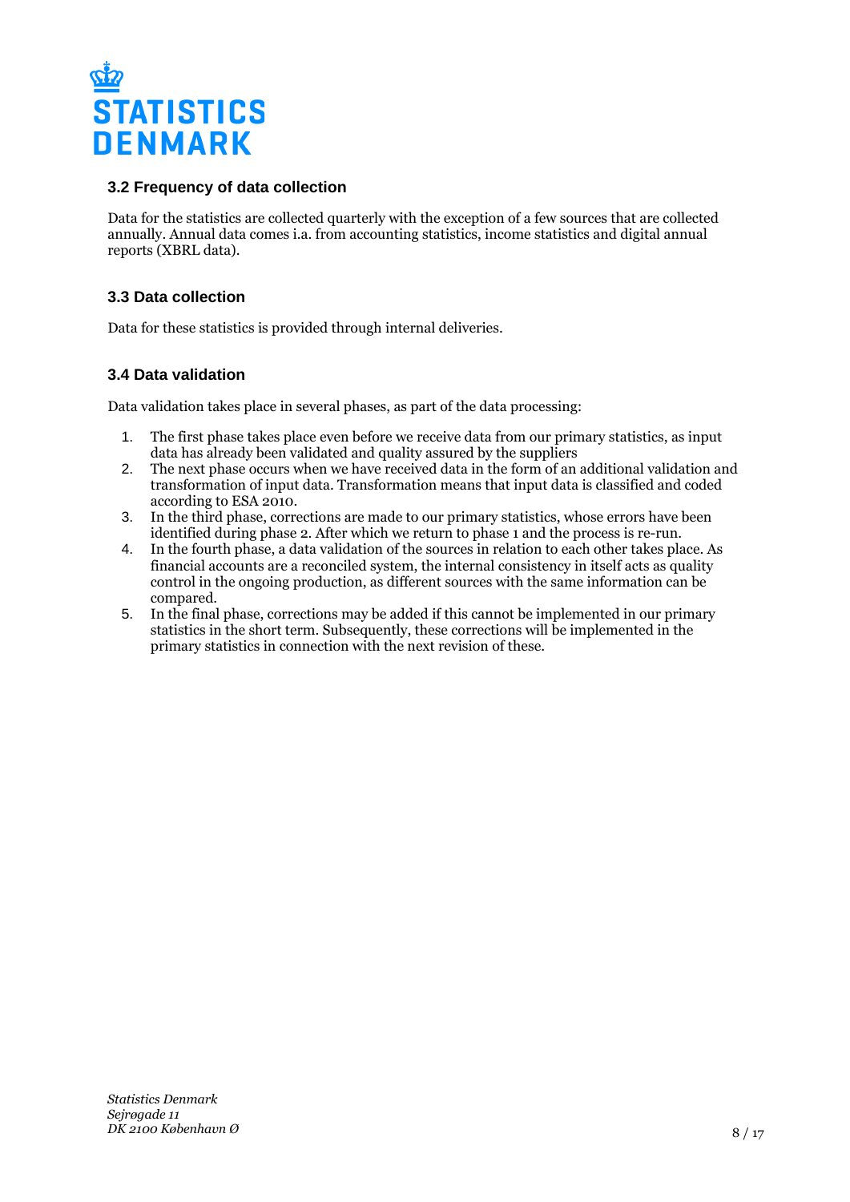### 3.2 Frequency of data collection

Data for the statistics are collected quarterly with the exception of a few sources that are collected annually. Annual data comes i.a. from accounting statistics, income statistics and digital annual reports (XBRL data).

### 3.3 Data collection

Data for these statistics is provided through internal deliveries.

### 3.4 Data validation

Data validation takes place in several phases, as part of the data processing:

1. The first phase takes place even before we receive data from our primary statistics, as input data has already been validated and quality assured by the suppliers
2. The next phase occurs when we have received data in the form of an additional validation and transformation of input data. Transformation means that input data is classified and coded according to ESA 2010.
3. In the third phase, corrections are made to our primary statistics, whose errors have been identified during phase 2. After which we return to phase 1 and the process is re-run.
4. In the fourth phase, a data validation of the sources in relation to each other takes place. As financial accounts are a reconciled system, the internal consistency in itself acts as quality control in the ongoing production, as different sources with the same information can be compared.
5. In the final phase, corrections may be added if this cannot be implemented in our primary statistics in the short term. Subsequently, these corrections will be implemented in the primary statistics in connection with the next revision of these.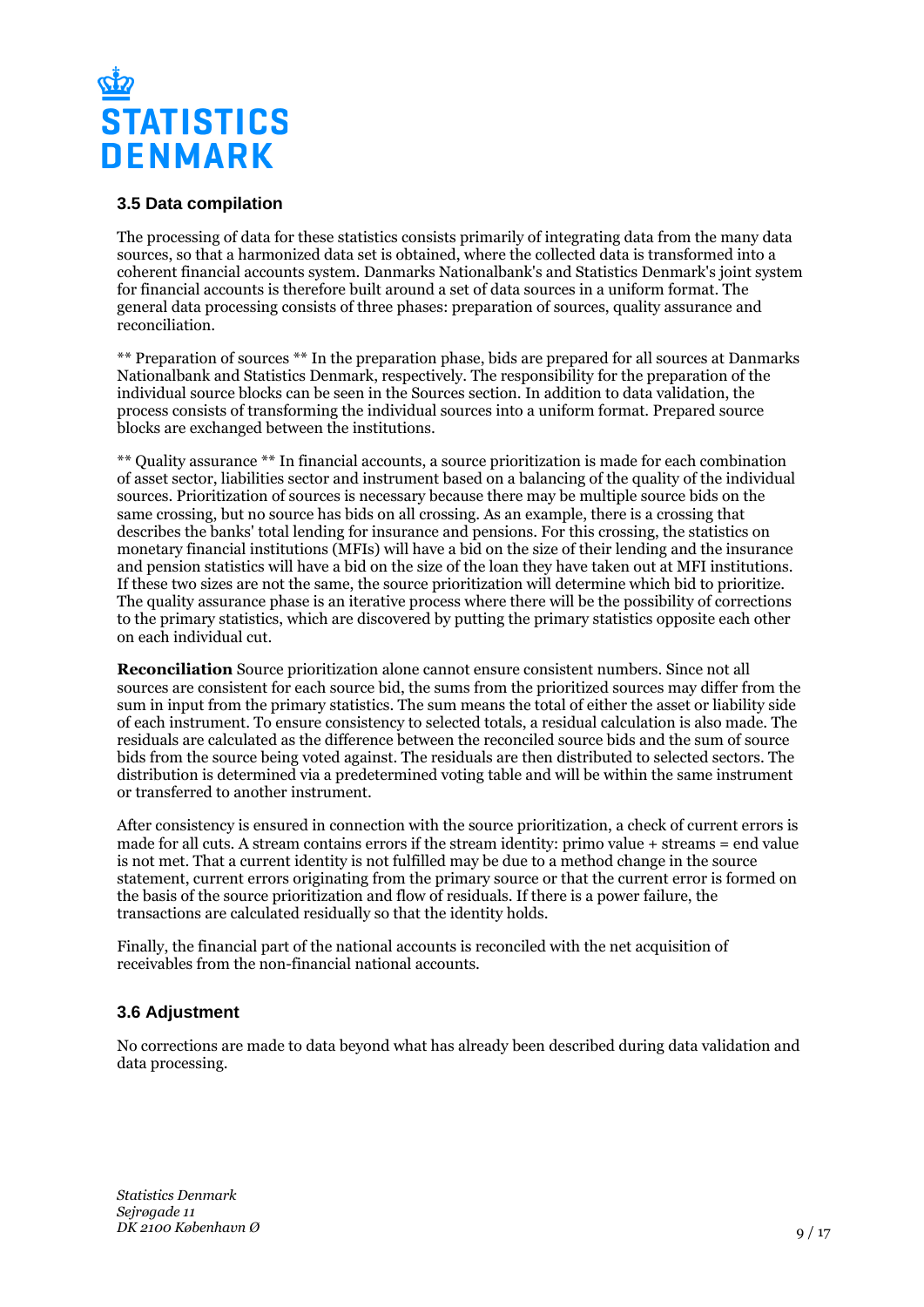### 3.5 Data compilation

The processing of data for these statistics consists primarily of integrating data from the many data sources, so that a harmonized data set is obtained, where the collected data is transformed into a coherent financial accounts system. Danmarks Nationalbank's and Statistics Denmark's joint system for financial accounts is therefore built around a set of data sources in a uniform format. The general data processing consists of three phases: preparation of sources, quality assurance and reconciliation.

** Preparation of sources ** In the preparation phase, bids are prepared for all sources at Danmarks Nationalbank and Statistics Denmark, respectively. The responsibility for the preparation of the individual source blocks can be seen in the Sources section. In addition to data validation, the process consists of transforming the individual sources into a uniform format. Prepared source blocks are exchanged between the institutions.

** Quality assurance ** In financial accounts, a source prioritization is made for each combination of asset sector, liabilities sector and instrument based on a balancing of the quality of the individual sources. Prioritization of sources is necessary because there may be multiple source bids on the same crossing, but no source has bids on all crossing. As an example, there is a crossing that describes the banks' total lending for insurance and pensions. For this crossing, the statistics on monetary financial institutions (MFIs) will have a bid on the size of their lending and the insurance and pension statistics will have a bid on the size of the loan they have taken out at MFI institutions. If these two sizes are not the same, the source prioritization will determine which bid to prioritize. The quality assurance phase is an iterative process where there will be the possibility of corrections to the primary statistics, which are discovered by putting the primary statistics opposite each other on each individual cut.

**Reconciliation** Source prioritization alone cannot ensure consistent numbers. Since not all sources are consistent for each source bid, the sums from the prioritized sources may differ from the sum in input from the primary statistics. The sum means the total of either the asset or liability side of each instrument. To ensure consistency to selected totals, a residual calculation is also made. The residuals are calculated as the difference between the reconciled source bids and the sum of source bids from the source being voted against. The residuals are then distributed to selected sectors. The distribution is determined via a predetermined voting table and will be within the same instrument or transferred to another instrument.

After consistency is ensured in connection with the source prioritization, a check of current errors is made for all cuts. A stream contains errors if the stream identity: primo value + streams = end value is not met. That a current identity is not fulfilled may be due to a method change in the source statement, current errors originating from the primary source or that the current error is formed on the basis of the source prioritization and flow of residuals. If there is a power failure, the transactions are calculated residually so that the identity holds.

Finally, the financial part of the national accounts is reconciled with the net acquisition of receivables from the non-financial national accounts.

### 3.6 Adjustment

No corrections are made to data beyond what has already been described during data validation and data processing.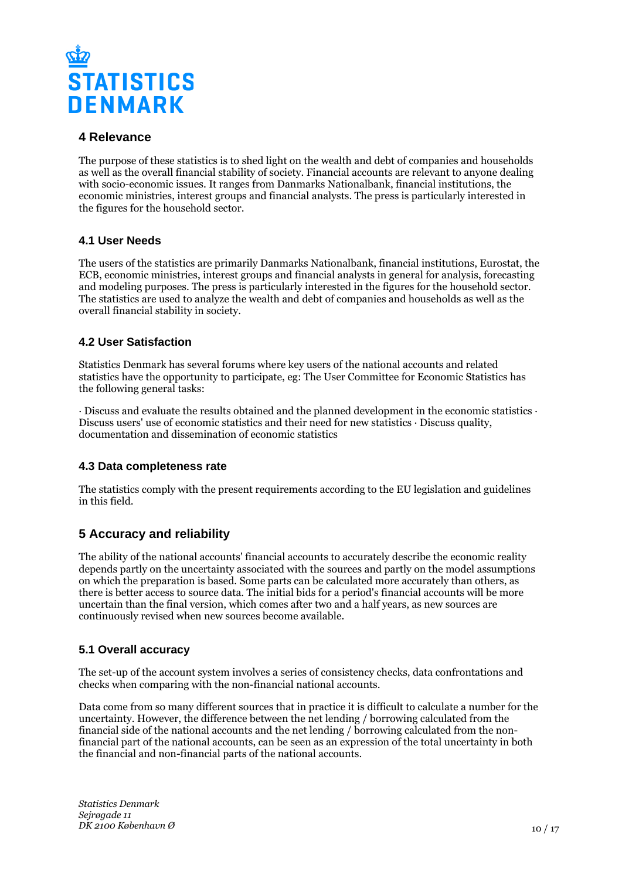## 4 Relevance

The purpose of these statistics is to shed light on the wealth and debt of companies and households as well as the overall financial stability of society. Financial accounts are relevant to anyone dealing with socio-economic issues. It ranges from Danmarks Nationalbank, financial institutions, the economic ministries, interest groups and financial analysts. The press is particularly interested in the figures for the household sector.

### 4.1 User Needs

The users of the statistics are primarily Danmarks Nationalbank, financial institutions, Eurostat, the ECB, economic ministries, interest groups and financial analysts in general for analysis, forecasting and modeling purposes. The press is particularly interested in the figures for the household sector. The statistics are used to analyze the wealth and debt of companies and households as well as the overall financial stability in society.

### 4.2 User Satisfaction

Statistics Denmark has several forums where key users of the national accounts and related statistics have the opportunity to participate, eg: The User Committee for Economic Statistics has the following general tasks:

· Discuss and evaluate the results obtained and the planned development in the economic statistics · Discuss users' use of economic statistics and their need for new statistics · Discuss quality, documentation and dissemination of economic statistics

### 4.3 Data completeness rate

The statistics comply with the present requirements according to the EU legislation and guidelines in this field.

## 5 Accuracy and reliability

The ability of the national accounts' financial accounts to accurately describe the economic reality depends partly on the uncertainty associated with the sources and partly on the model assumptions on which the preparation is based. Some parts can be calculated more accurately than others, as there is better access to source data. The initial bids for a period's financial accounts will be more uncertain than the final version, which comes after two and a half years, as new sources are continuously revised when new sources become available.

### 5.1 Overall accuracy

The set-up of the account system involves a series of consistency checks, data confrontations and checks when comparing with the non-financial national accounts.

Data come from so many different sources that in practice it is difficult to calculate a number for the uncertainty. However, the difference between the net lending / borrowing calculated from the financial side of the national accounts and the net lending / borrowing calculated from the non-financial part of the national accounts, can be seen as an expression of the total uncertainty in both the financial and non-financial parts of the national accounts.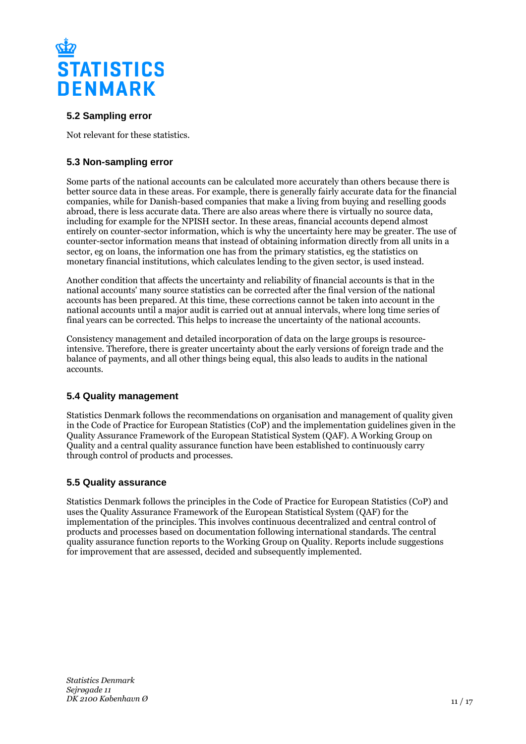### 5.2 Sampling error

Not relevant for these statistics.

### 5.3 Non-sampling error

Some parts of the national accounts can be calculated more accurately than others because there is better source data in these areas. For example, there is generally fairly accurate data for the financial companies, while for Danish-based companies that make a living from buying and reselling goods abroad, there is less accurate data. There are also areas where there is virtually no source data, including for example for the NPISH sector. In these areas, financial accounts depend almost entirely on counter-sector information, which is why the uncertainty here may be greater. The use of counter-sector information means that instead of obtaining information directly from all units in a sector, eg on loans, the information one has from the primary statistics, eg the statistics on monetary financial institutions, which calculates lending to the given sector, is used instead.

Another condition that affects the uncertainty and reliability of financial accounts is that in the national accounts' many source statistics can be corrected after the final version of the national accounts has been prepared. At this time, these corrections cannot be taken into account in the national accounts until a major audit is carried out at annual intervals, where long time series of final years can be corrected. This helps to increase the uncertainty of the national accounts.

Consistency management and detailed incorporation of data on the large groups is resource-intensive. Therefore, there is greater uncertainty about the early versions of foreign trade and the balance of payments, and all other things being equal, this also leads to audits in the national accounts.

### 5.4 Quality management

Statistics Denmark follows the recommendations on organisation and management of quality given in the Code of Practice for European Statistics (CoP) and the implementation guidelines given in the Quality Assurance Framework of the European Statistical System (QAF). A Working Group on Quality and a central quality assurance function have been established to continuously carry through control of products and processes.

### 5.5 Quality assurance

Statistics Denmark follows the principles in the Code of Practice for European Statistics (CoP) and uses the Quality Assurance Framework of the European Statistical System (QAF) for the implementation of the principles. This involves continuous decentralized and central control of products and processes based on documentation following international standards. The central quality assurance function reports to the Working Group on Quality. Reports include suggestions for improvement that are assessed, decided and subsequently implemented.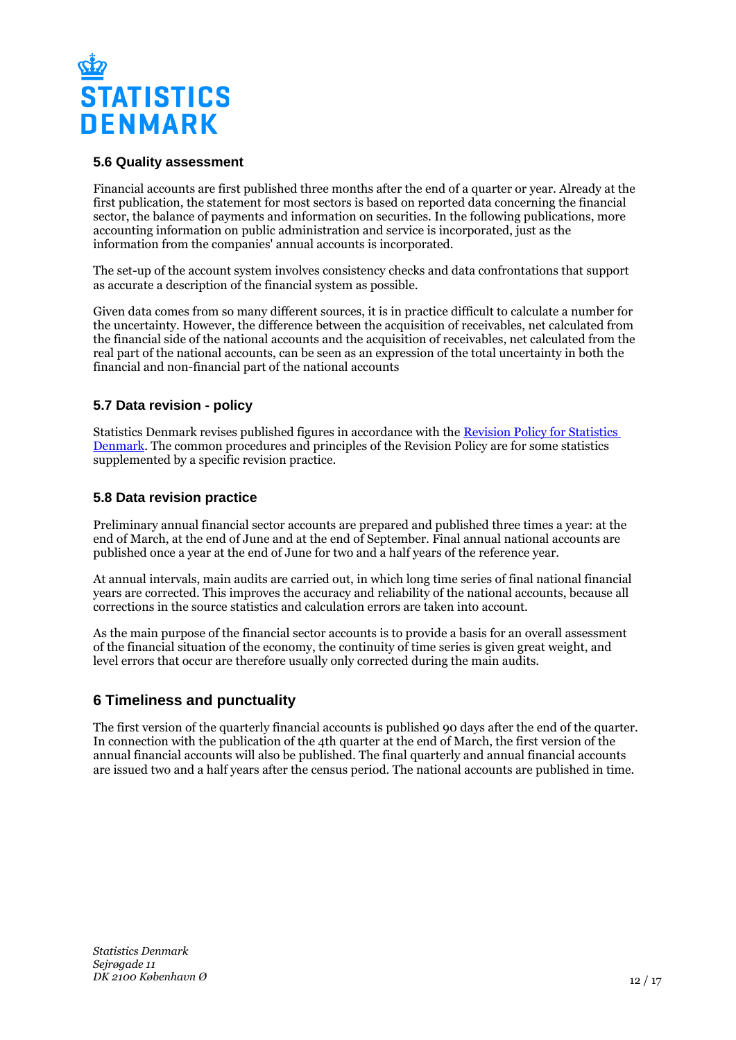### 5.6 Quality assessment

Financial accounts are first published three months after the end of a quarter or year. Already at the first publication, the statement for most sectors is based on reported data concerning the financial sector, the balance of payments and information on securities. In the following publications, more accounting information on public administration and service is incorporated, just as the information from the companies' annual accounts is incorporated.

The set-up of the account system involves consistency checks and data confrontations that support as accurate a description of the financial system as possible.

Given data comes from so many different sources, it is in practice difficult to calculate a number for the uncertainty. However, the difference between the acquisition of receivables, net calculated from the financial side of the national accounts and the acquisition of receivables, net calculated from the real part of the national accounts, can be seen as an expression of the total uncertainty in both the financial and non-financial part of the national accounts

### 5.7 Data revision - policy

Statistics Denmark revises published figures in accordance with the [Revision Policy for Statistics Denmark](). The common procedures and principles of the Revision Policy are for some statistics supplemented by a specific revision practice.

### 5.8 Data revision practice

Preliminary annual financial sector accounts are prepared and published three times a year: at the end of March, at the end of June and at the end of September. Final annual national accounts are published once a year at the end of June for two and a half years of the reference year.

At annual intervals, main audits are carried out, in which long time series of final national financial years are corrected. This improves the accuracy and reliability of the national accounts, because all corrections in the source statistics and calculation errors are taken into account.

As the main purpose of the financial sector accounts is to provide a basis for an overall assessment of the financial situation of the economy, the continuity of time series is given great weight, and level errors that occur are therefore usually only corrected during the main audits.

## 6 Timeliness and punctuality

The first version of the quarterly financial accounts is published 90 days after the end of the quarter. In connection with the publication of the 4th quarter at the end of March, the first version of the annual financial accounts will also be published. The final quarterly and annual financial accounts are issued two and a half years after the census period. The national accounts are published in time.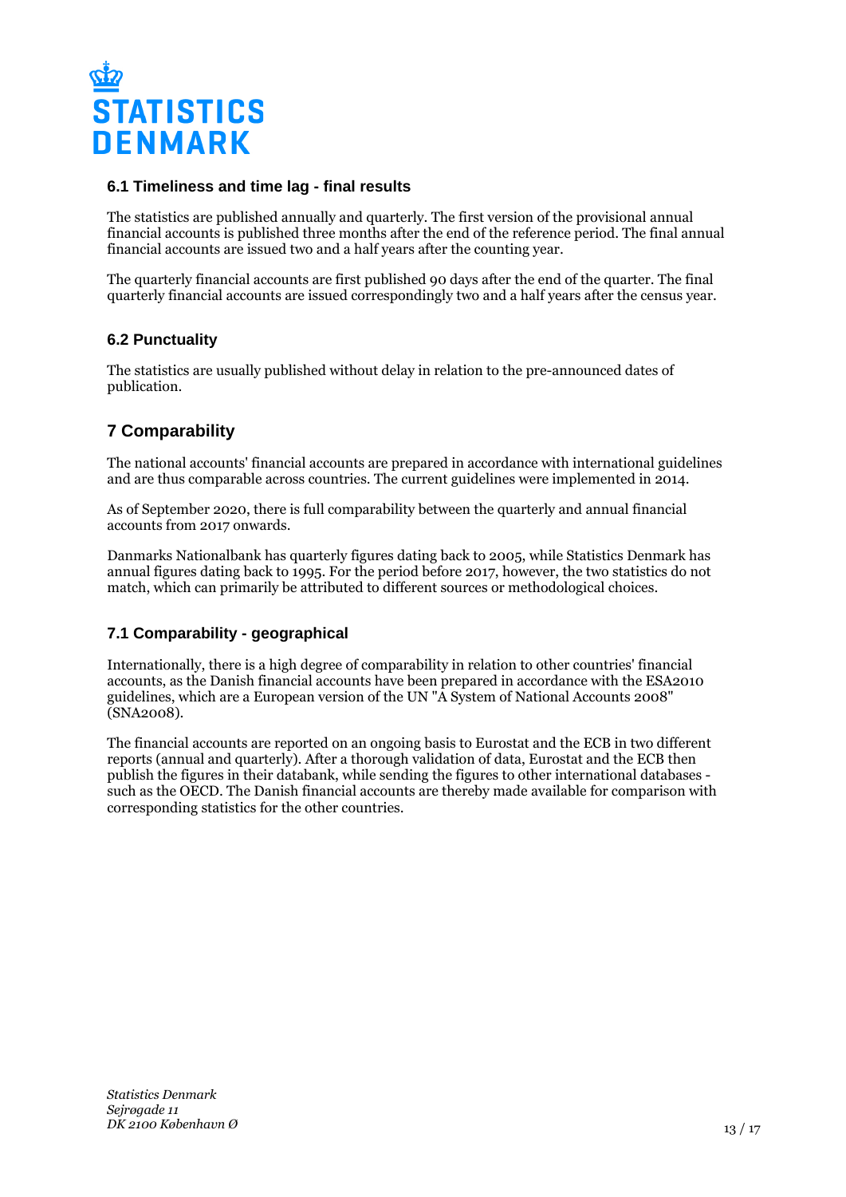### 6.1 Timeliness and time lag - final results

The statistics are published annually and quarterly. The first version of the provisional annual financial accounts is published three months after the end of the reference period. The final annual financial accounts are issued two and a half years after the counting year.

The quarterly financial accounts are first published 90 days after the end of the quarter. The final quarterly financial accounts are issued correspondingly two and a half years after the census year.

### 6.2 Punctuality

The statistics are usually published without delay in relation to the pre-announced dates of publication.

## 7 Comparability

The national accounts' financial accounts are prepared in accordance with international guidelines and are thus comparable across countries. The current guidelines were implemented in 2014.

As of September 2020, there is full comparability between the quarterly and annual financial accounts from 2017 onwards.

Danmarks Nationalbank has quarterly figures dating back to 2005, while Statistics Denmark has annual figures dating back to 1995. For the period before 2017, however, the two statistics do not match, which can primarily be attributed to different sources or methodological choices.

### 7.1 Comparability - geographical

Internationally, there is a high degree of comparability in relation to other countries' financial accounts, as the Danish financial accounts have been prepared in accordance with the ESA2010 guidelines, which are a European version of the UN "A System of National Accounts 2008" (SNA2008).

The financial accounts are reported on an ongoing basis to Eurostat and the ECB in two different reports (annual and quarterly). After a thorough validation of data, Eurostat and the ECB then publish the figures in their databank, while sending the figures to other international databases - such as the OECD. The Danish financial accounts are thereby made available for comparison with corresponding statistics for the other countries.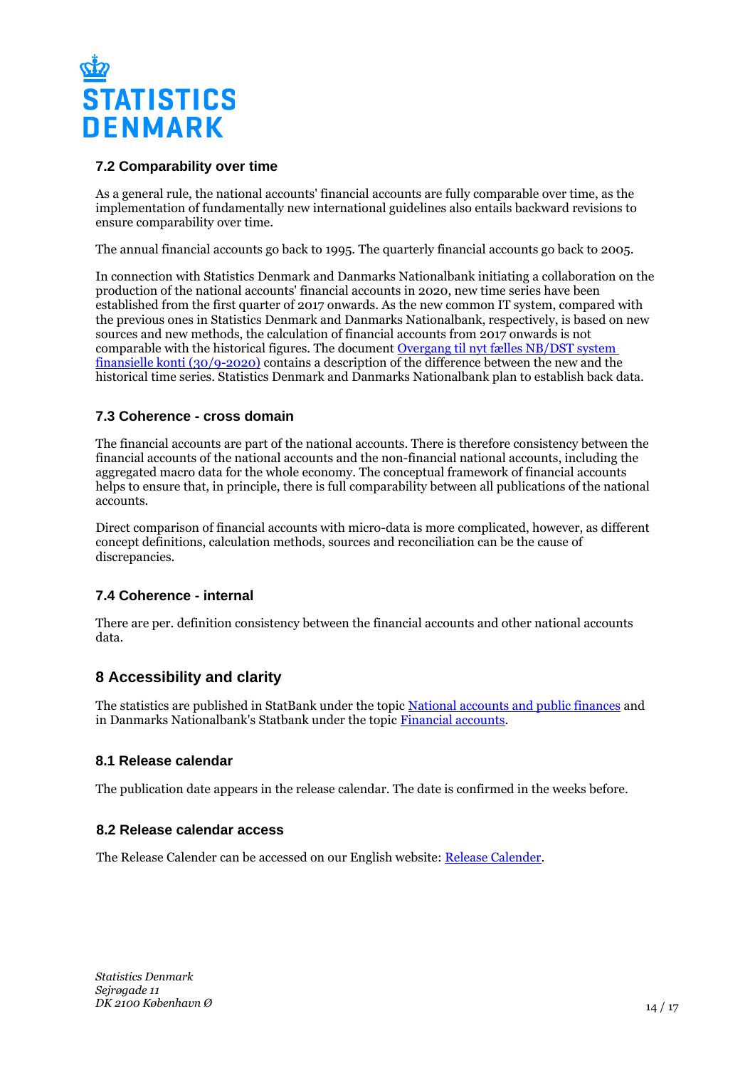### 7.2 Comparability over time

As a general rule, the national accounts' financial accounts are fully comparable over time, as the implementation of fundamentally new international guidelines also entails backward revisions to ensure comparability over time.

The annual financial accounts go back to 1995. The quarterly financial accounts go back to 2005.

In connection with Statistics Denmark and Danmarks Nationalbank initiating a collaboration on the production of the national accounts' financial accounts in 2020, new time series have been established from the first quarter of 2017 onwards. As the new common IT system, compared with the previous ones in Statistics Denmark and Danmarks Nationalbank, respectively, is based on new sources and new methods, the calculation of financial accounts from 2017 onwards is not comparable with the historical figures. The document Overgang til nyt fælles NB/DST system finansielle konti (30/9-2020) contains a description of the difference between the new and the historical time series. Statistics Denmark and Danmarks Nationalbank plan to establish back data.

### 7.3 Coherence - cross domain

The financial accounts are part of the national accounts. There is therefore consistency between the financial accounts of the national accounts and the non-financial national accounts, including the aggregated macro data for the whole economy. The conceptual framework of financial accounts helps to ensure that, in principle, there is full comparability between all publications of the national accounts.

Direct comparison of financial accounts with micro-data is more complicated, however, as different concept definitions, calculation methods, sources and reconciliation can be the cause of discrepancies.

### 7.4 Coherence - internal

There are per. definition consistency between the financial accounts and other national accounts data.

## 8 Accessibility and clarity

The statistics are published in StatBank under the topic National accounts and public finances and in Danmarks Nationalbank's Statbank under the topic Financial accounts.

### 8.1 Release calendar

The publication date appears in the release calendar. The date is confirmed in the weeks before.

### 8.2 Release calendar access

The Release Calender can be accessed on our English website: Release Calender.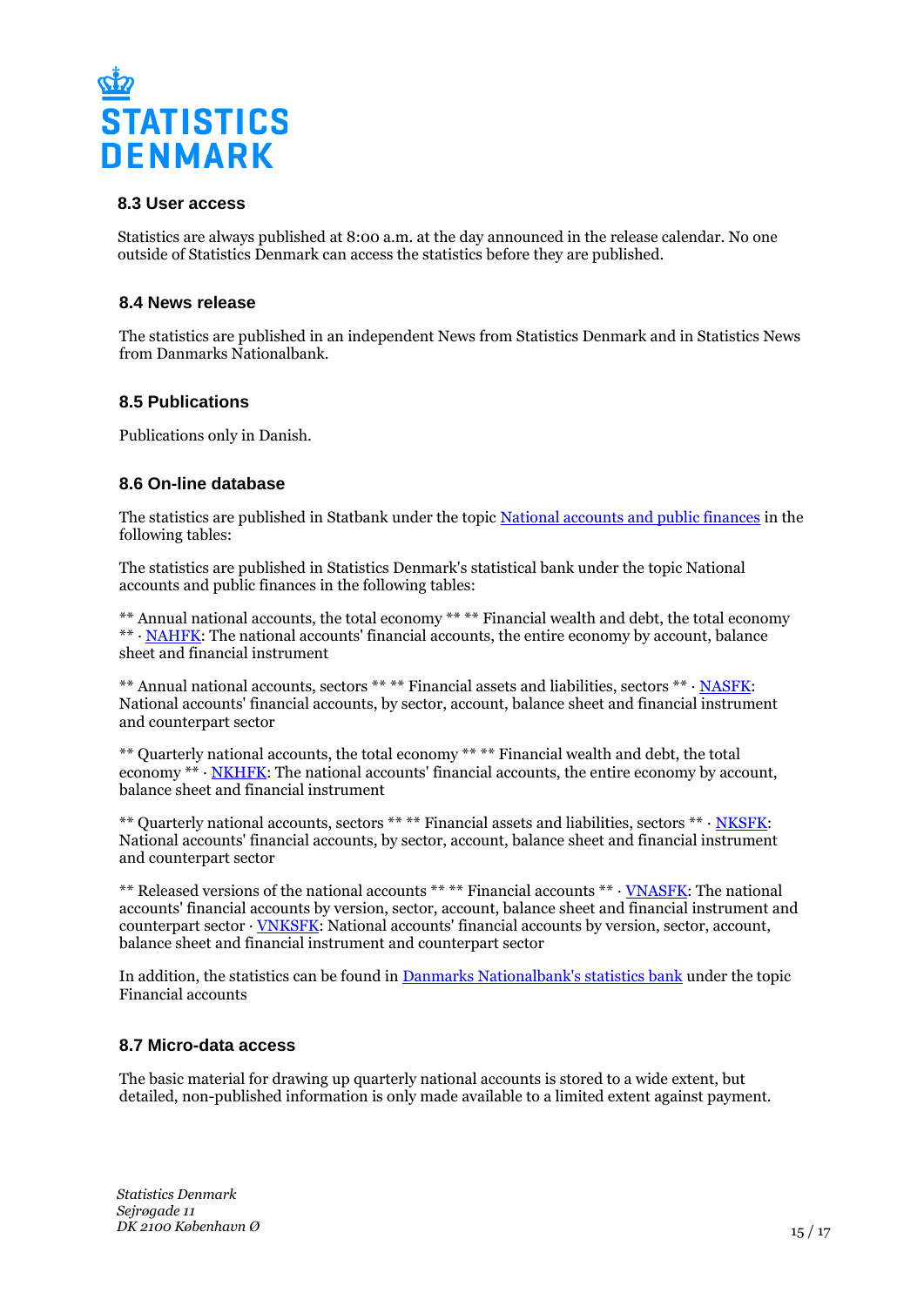### 8.3 User access

Statistics are always published at 8:00 a.m. at the day announced in the release calendar. No one outside of Statistics Denmark can access the statistics before they are published.

### 8.4 News release

The statistics are published in an independent News from Statistics Denmark and in Statistics News from Danmarks Nationalbank.

### 8.5 Publications

Publications only in Danish.

### 8.6 On-line database

The statistics are published in Statbank under the topic [National accounts and public finances](#) in the following tables:

The statistics are published in Statistics Denmark's statistical bank under the topic National accounts and public finances in the following tables:

** Annual national accounts, the total economy ** ** Financial wealth and debt, the total economy ** · [NAHFK](#): The national accounts' financial accounts, the entire economy by account, balance sheet and financial instrument

** Annual national accounts, sectors ** ** Financial assets and liabilities, sectors ** · [NASFK](#): National accounts' financial accounts, by sector, account, balance sheet and financial instrument and counterpart sector

** Quarterly national accounts, the total economy ** ** Financial wealth and debt, the total economy ** · [NKHFK](#): The national accounts' financial accounts, the entire economy by account, balance sheet and financial instrument

** Quarterly national accounts, sectors ** ** Financial assets and liabilities, sectors ** · [NKSFK](#): National accounts' financial accounts, by sector, account, balance sheet and financial instrument and counterpart sector

** Released versions of the national accounts ** ** Financial accounts ** · [VNASFK](#): The national accounts' financial accounts by version, sector, account, balance sheet and financial instrument and counterpart sector · [VNKSFK](#): National accounts' financial accounts by version, sector, account, balance sheet and financial instrument and counterpart sector

In addition, the statistics can be found in [Danmarks Nationalbank's statistics bank](#) under the topic Financial accounts

### 8.7 Micro-data access

The basic material for drawing up quarterly national accounts is stored to a wide extent, but detailed, non-published information is only made available to a limited extent against payment.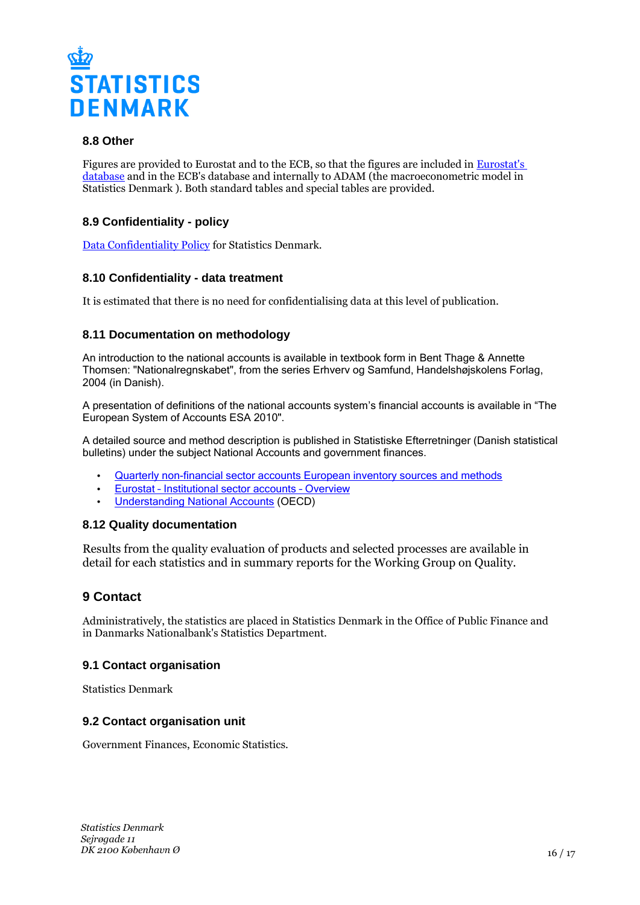### 8.8 Other

Figures are provided to Eurostat and to the ECB, so that the figures are included in Eurostat's database and in the ECB's database and internally to ADAM (the macroeconometric model in Statistics Denmark ). Both standard tables and special tables are provided.

### 8.9 Confidentiality - policy

Data Confidentiality Policy for Statistics Denmark.

### 8.10 Confidentiality - data treatment

It is estimated that there is no need for confidentialising data at this level of publication.

### 8.11 Documentation on methodology

An introduction to the national accounts is available in textbook form in Bent Thage & Annette Thomsen: "Nationalregnskabet", from the series Erhverv og Samfund, Handelshøjskolens Forlag, 2004 (in Danish).

A presentation of definitions of the national accounts system's financial accounts is available in "The European System of Accounts ESA 2010".

A detailed source and method description is published in Statistiske Efterretninger (Danish statistical bulletins) under the subject National Accounts and government finances.

- Quarterly non-financial sector accounts European inventory sources and methods
- Eurostat - Institutional sector accounts - Overview
- Understanding National Accounts (OECD)

### 8.12 Quality documentation

Results from the quality evaluation of products and selected processes are available in detail for each statistics and in summary reports for the Working Group on Quality.

## 9 Contact

Administratively, the statistics are placed in Statistics Denmark in the Office of Public Finance and in Danmarks Nationalbank's Statistics Department.

### 9.1 Contact organisation

Statistics Denmark

### 9.2 Contact organisation unit

Government Finances, Economic Statistics.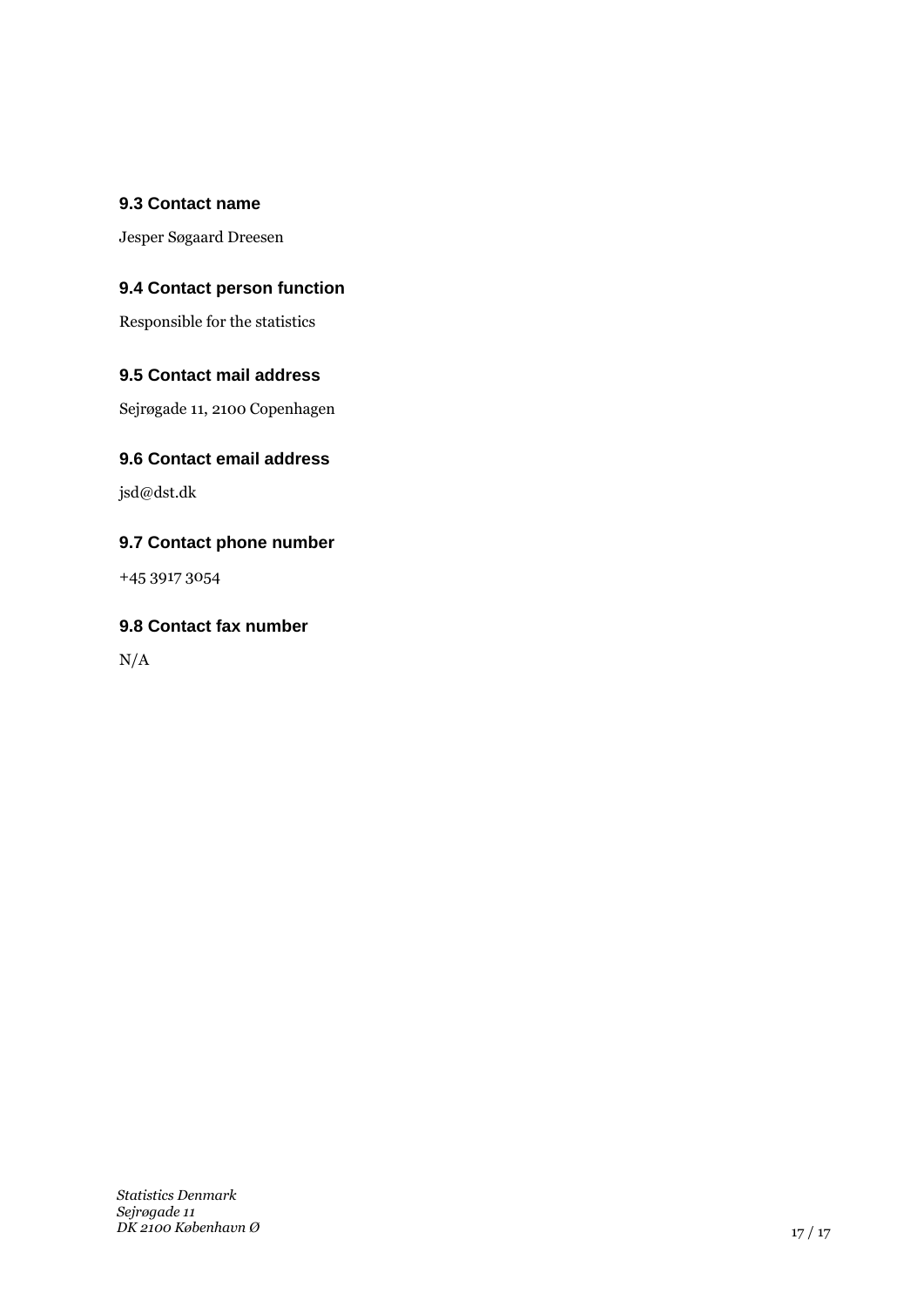### 9.3 Contact name

Jesper Søgaard Dreesen

### 9.4 Contact person function

Responsible for the statistics

### 9.5 Contact mail address

Sejrøgade 11, 2100 Copenhagen

### 9.6 Contact email address

jsd@dst.dk

### 9.7 Contact phone number

+45 3917 3054

### 9.8 Contact fax number

N/A